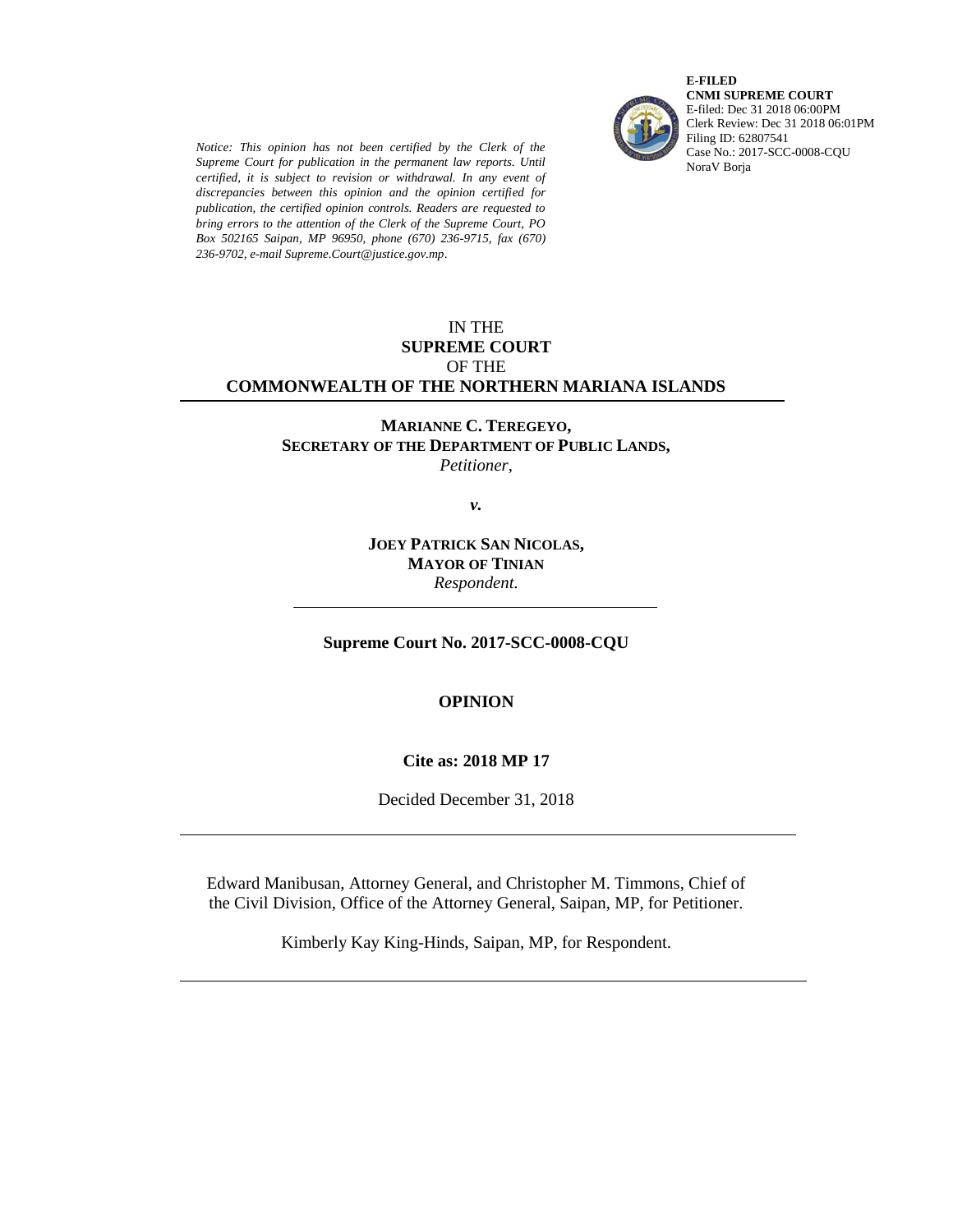**E-FILED**
**CNMI SUPREME COURT**
E-filed: Dec 31 2018 06:00PM
Clerk Review: Dec 31 2018 06:01PM
Filing ID: 62807541
Case No.: 2017-SCC-0008-CQU
NoraV Borja

*Notice: This opinion has not been certified by the Clerk of the Supreme Court for publication in the permanent law reports. Until certified, it is subject to revision or withdrawal. In any event of discrepancies between this opinion and the opinion certified for publication, the certified opinion controls. Readers are requested to bring errors to the attention of the Clerk of the Supreme Court, PO Box 502165 Saipan, MP 96950, phone (670) 236-9715, fax (670) 236-9702, e-mail Supreme.Court@justice.gov.mp.*

IN THE
**SUPREME COURT**
OF THE
**COMMONWEALTH OF THE NORTHERN MARIANA ISLANDS**

---

**MARIANNE C. TEREGEYO,**
**SECRETARY OF THE DEPARTMENT OF PUBLIC LANDS,**
*Petitioner*,

*v.*

**JOEY PATRICK SAN NICOLAS,**
**MAYOR OF TINIAN**
*Respondent.*

---

**Supreme Court No. 2017-SCC-0008-CQU**

**OPINION**

**Cite as: 2018 MP 17**

Decided December 31, 2018

---

Edward Manibusan, Attorney General, and Christopher M. Timmons, Chief of the Civil Division, Office of the Attorney General, Saipan, MP, for Petitioner.

Kimberly Kay King-Hinds, Saipan, MP, for Respondent.

---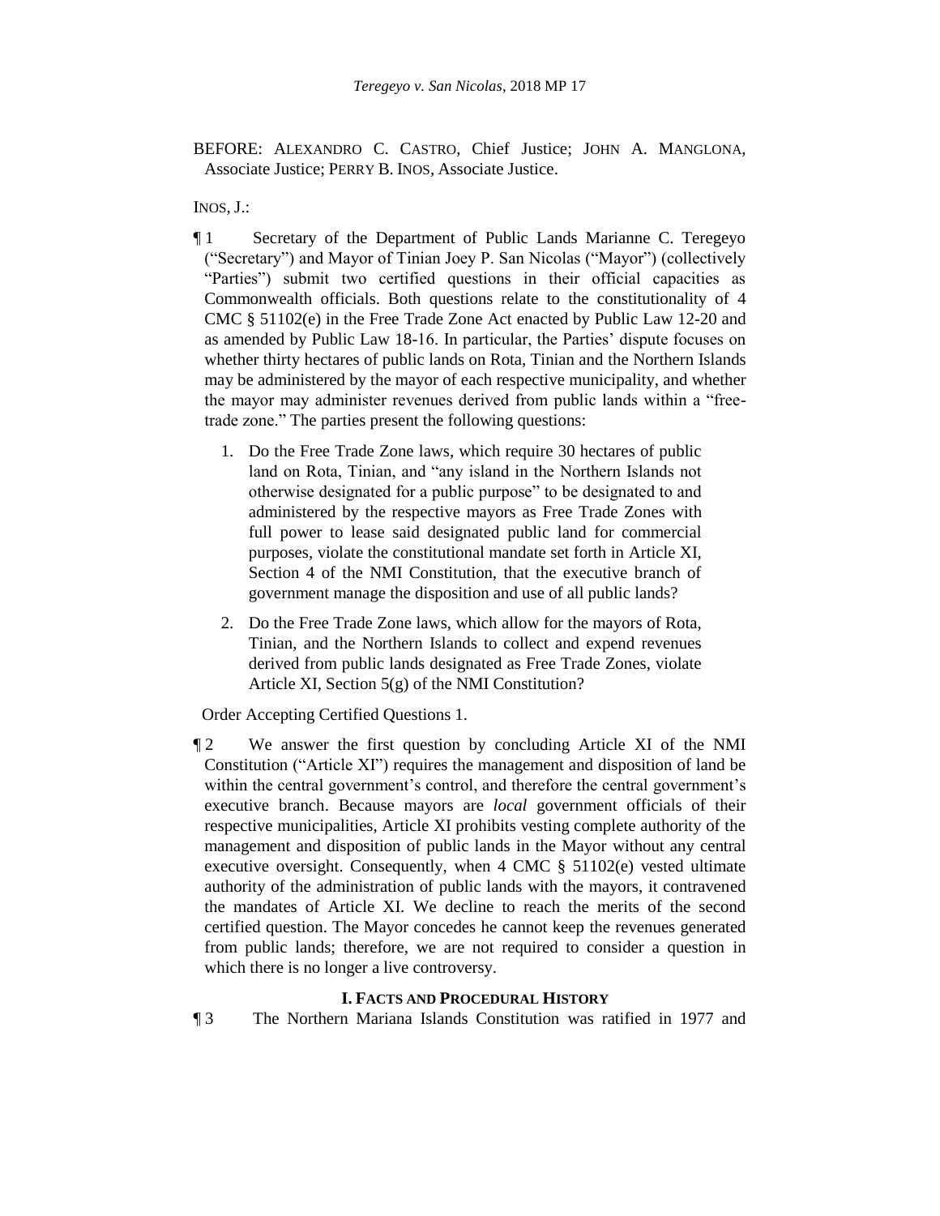BEFORE: ALEXANDRO C. CASTRO, Chief Justice; JOHN A. MANGLONA, Associate Justice; PERRY B. INOS, Associate Justice.

INOS, J.:

¶ 1 Secretary of the Department of Public Lands Marianne C. Teregeyo ("Secretary") and Mayor of Tinian Joey P. San Nicolas ("Mayor") (collectively "Parties") submit two certified questions in their official capacities as Commonwealth officials. Both questions relate to the constitutionality of 4 CMC § 51102(e) in the Free Trade Zone Act enacted by Public Law 12-20 and as amended by Public Law 18-16. In particular, the Parties' dispute focuses on whether thirty hectares of public lands on Rota, Tinian and the Northern Islands may be administered by the mayor of each respective municipality, and whether the mayor may administer revenues derived from public lands within a "free-trade zone." The parties present the following questions:

1. Do the Free Trade Zone laws, which require 30 hectares of public land on Rota, Tinian, and "any island in the Northern Islands not otherwise designated for a public purpose" to be designated to and administered by the respective mayors as Free Trade Zones with full power to lease said designated public land for commercial purposes, violate the constitutional mandate set forth in Article XI, Section 4 of the NMI Constitution, that the executive branch of government manage the disposition and use of all public lands?
2. Do the Free Trade Zone laws, which allow for the mayors of Rota, Tinian, and the Northern Islands to collect and expend revenues derived from public lands designated as Free Trade Zones, violate Article XI, Section 5(g) of the NMI Constitution?

Order Accepting Certified Questions 1.

¶ 2 We answer the first question by concluding Article XI of the NMI Constitution ("Article XI") requires the management and disposition of land be within the central government's control, and therefore the central government's executive branch. Because mayors are *local* government officials of their respective municipalities, Article XI prohibits vesting complete authority of the management and disposition of public lands in the Mayor without any central executive oversight. Consequently, when 4 CMC § 51102(e) vested ultimate authority of the administration of public lands with the mayors, it contravened the mandates of Article XI. We decline to reach the merits of the second certified question. The Mayor concedes he cannot keep the revenues generated from public lands; therefore, we are not required to consider a question in which there is no longer a live controversy.

## I. FACTS AND PROCEDURAL HISTORY

¶ 3 The Northern Mariana Islands Constitution was ratified in 1977 and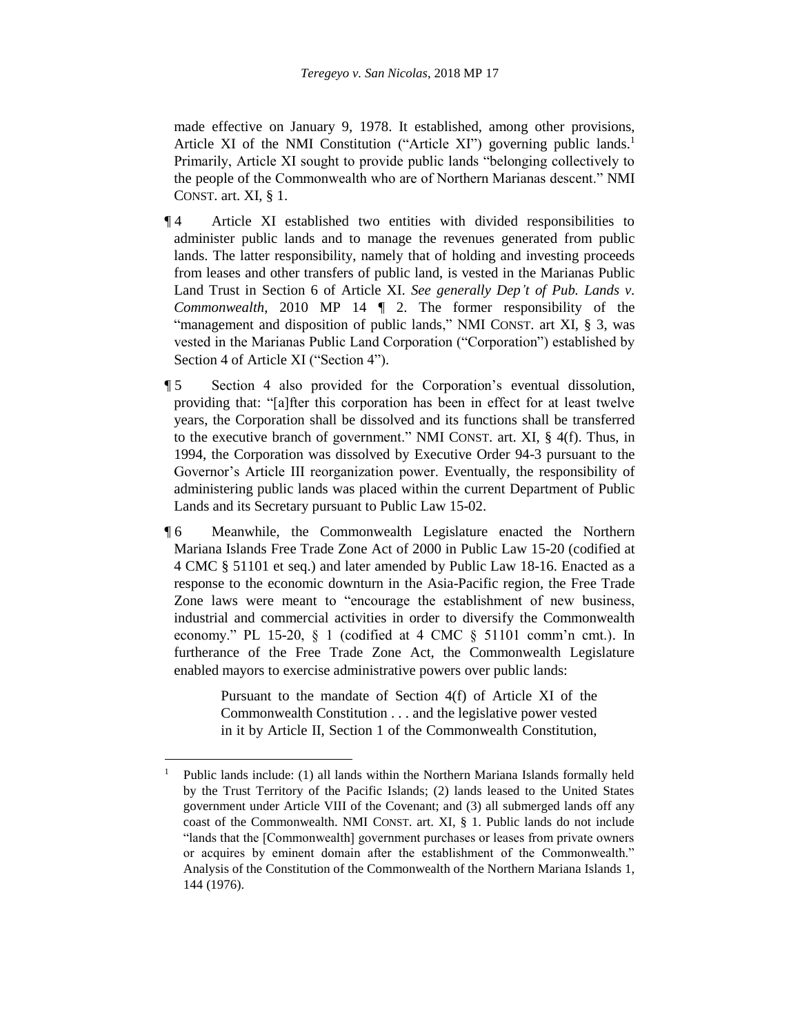made effective on January 9, 1978. It established, among other provisions, Article XI of the NMI Constitution ("Article XI") governing public lands.[1] Primarily, Article XI sought to provide public lands "belonging collectively to the people of the Commonwealth who are of Northern Marianas descent." NMI CONST. art. XI, § 1.

¶ 4 Article XI established two entities with divided responsibilities to administer public lands and to manage the revenues generated from public lands. The latter responsibility, namely that of holding and investing proceeds from leases and other transfers of public land, is vested in the Marianas Public Land Trust in Section 6 of Article XI. *See generally Dep't of Pub. Lands v. Commonwealth*, 2010 MP 14 ¶ 2. The former responsibility of the "management and disposition of public lands," NMI CONST. art XI, § 3, was vested in the Marianas Public Land Corporation ("Corporation") established by Section 4 of Article XI ("Section 4").

¶ 5 Section 4 also provided for the Corporation's eventual dissolution, providing that: "[a]fter this corporation has been in effect for at least twelve years, the Corporation shall be dissolved and its functions shall be transferred to the executive branch of government." NMI CONST. art. XI, § 4(f). Thus, in 1994, the Corporation was dissolved by Executive Order 94-3 pursuant to the Governor's Article III reorganization power. Eventually, the responsibility of administering public lands was placed within the current Department of Public Lands and its Secretary pursuant to Public Law 15-02.

¶ 6 Meanwhile, the Commonwealth Legislature enacted the Northern Mariana Islands Free Trade Zone Act of 2000 in Public Law 15-20 (codified at 4 CMC § 51101 et seq.) and later amended by Public Law 18-16. Enacted as a response to the economic downturn in the Asia-Pacific region, the Free Trade Zone laws were meant to "encourage the establishment of new business, industrial and commercial activities in order to diversify the Commonwealth economy." PL 15-20, § 1 (codified at 4 CMC § 51101 comm'n cmt.). In furtherance of the Free Trade Zone Act, the Commonwealth Legislature enabled mayors to exercise administrative powers over public lands:

> Pursuant to the mandate of Section 4(f) of Article XI of the Commonwealth Constitution . . . and the legislative power vested in it by Article II, Section 1 of the Commonwealth Constitution,

[1] Public lands include: (1) all lands within the Northern Mariana Islands formally held by the Trust Territory of the Pacific Islands; (2) lands leased to the United States government under Article VIII of the Covenant; and (3) all submerged lands off any coast of the Commonwealth. NMI CONST. art. XI, § 1. Public lands do not include "lands that the [Commonwealth] government purchases or leases from private owners or acquires by eminent domain after the establishment of the Commonwealth." Analysis of the Constitution of the Commonwealth of the Northern Mariana Islands 1, 144 (1976).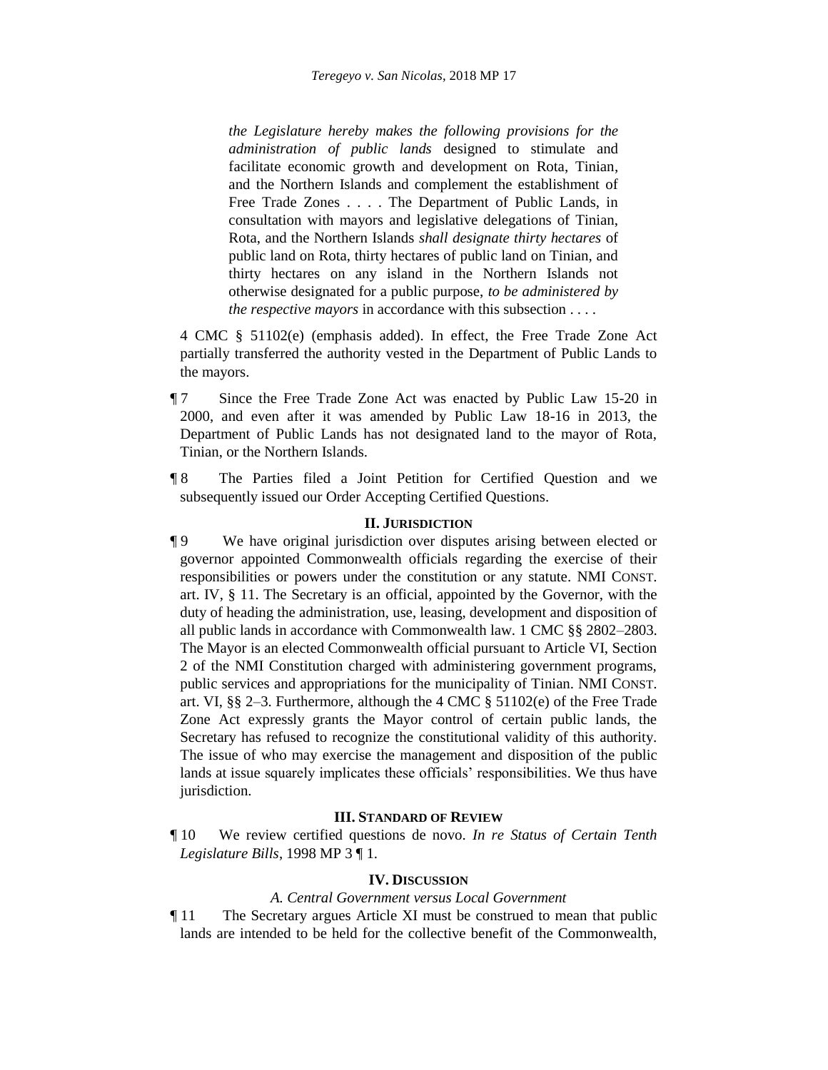> *the Legislature hereby makes the following provisions for the administration of public lands* designed to stimulate and facilitate economic growth and development on Rota, Tinian, and the Northern Islands and complement the establishment of Free Trade Zones . . . . The Department of Public Lands, in consultation with mayors and legislative delegations of Tinian, Rota, and the Northern Islands *shall designate thirty hectares* of public land on Rota, thirty hectares of public land on Tinian, and thirty hectares on any island in the Northern Islands not otherwise designated for a public purpose, *to be administered by the respective mayors* in accordance with this subsection . . . .

4 CMC § 51102(e) (emphasis added). In effect, the Free Trade Zone Act partially transferred the authority vested in the Department of Public Lands to the mayors.

¶ 7 Since the Free Trade Zone Act was enacted by Public Law 15-20 in 2000, and even after it was amended by Public Law 18-16 in 2013, the Department of Public Lands has not designated land to the mayor of Rota, Tinian, or the Northern Islands.

¶ 8 The Parties filed a Joint Petition for Certified Question and we subsequently issued our Order Accepting Certified Questions.

## II. Jurisdiction

¶ 9 We have original jurisdiction over disputes arising between elected or governor appointed Commonwealth officials regarding the exercise of their responsibilities or powers under the constitution or any statute. NMI Const. art. IV, § 11. The Secretary is an official, appointed by the Governor, with the duty of heading the administration, use, leasing, development and disposition of all public lands in accordance with Commonwealth law. 1 CMC §§ 2802–2803. The Mayor is an elected Commonwealth official pursuant to Article VI, Section 2 of the NMI Constitution charged with administering government programs, public services and appropriations for the municipality of Tinian. NMI Const. art. VI, §§ 2–3. Furthermore, although the 4 CMC § 51102(e) of the Free Trade Zone Act expressly grants the Mayor control of certain public lands, the Secretary has refused to recognize the constitutional validity of this authority. The issue of who may exercise the management and disposition of the public lands at issue squarely implicates these officials' responsibilities. We thus have jurisdiction.

## III. Standard of Review

¶ 10 We review certified questions de novo. *In re Status of Certain Tenth Legislature Bills*, 1998 MP 3 ¶ 1.

## IV. Discussion

### *A. Central Government versus Local Government*

¶ 11 The Secretary argues Article XI must be construed to mean that public lands are intended to be held for the collective benefit of the Commonwealth,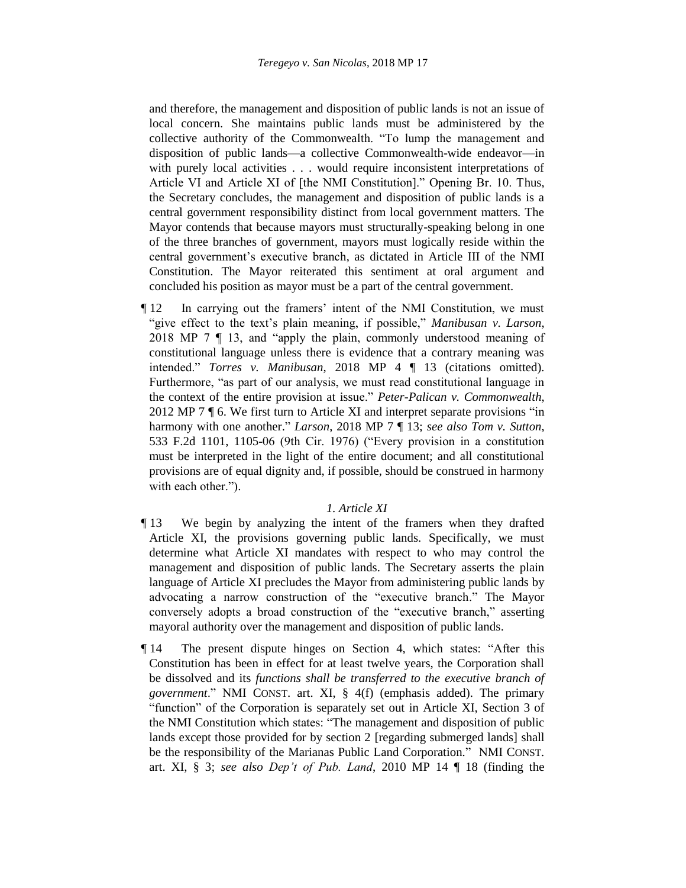and therefore, the management and disposition of public lands is not an issue of local concern. She maintains public lands must be administered by the collective authority of the Commonwealth. "To lump the management and disposition of public lands—a collective Commonwealth-wide endeavor—in with purely local activities . . . would require inconsistent interpretations of Article VI and Article XI of [the NMI Constitution]." Opening Br. 10. Thus, the Secretary concludes, the management and disposition of public lands is a central government responsibility distinct from local government matters. The Mayor contends that because mayors must structurally-speaking belong in one of the three branches of government, mayors must logically reside within the central government's executive branch, as dictated in Article III of the NMI Constitution. The Mayor reiterated this sentiment at oral argument and concluded his position as mayor must be a part of the central government.

¶ 12 In carrying out the framers' intent of the NMI Constitution, we must "give effect to the text's plain meaning, if possible," *Manibusan v. Larson*, 2018 MP 7 ¶ 13, and "apply the plain, commonly understood meaning of constitutional language unless there is evidence that a contrary meaning was intended." *Torres v. Manibusan*, 2018 MP 4 ¶ 13 (citations omitted). Furthermore, "as part of our analysis, we must read constitutional language in the context of the entire provision at issue." *Peter-Palican v. Commonwealth*, 2012 MP 7 ¶ 6. We first turn to Article XI and interpret separate provisions "in harmony with one another." *Larson*, 2018 MP 7 ¶ 13; *see also Tom v. Sutton*, 533 F.2d 1101, 1105-06 (9th Cir. 1976) ("Every provision in a constitution must be interpreted in the light of the entire document; and all constitutional provisions are of equal dignity and, if possible, should be construed in harmony with each other.").

### *1. Article XI*

¶ 13 We begin by analyzing the intent of the framers when they drafted Article XI, the provisions governing public lands. Specifically, we must determine what Article XI mandates with respect to who may control the management and disposition of public lands. The Secretary asserts the plain language of Article XI precludes the Mayor from administering public lands by advocating a narrow construction of the "executive branch." The Mayor conversely adopts a broad construction of the "executive branch," asserting mayoral authority over the management and disposition of public lands.

¶ 14 The present dispute hinges on Section 4, which states: "After this Constitution has been in effect for at least twelve years, the Corporation shall be dissolved and its *functions shall be transferred to the executive branch of government*." NMI CONST. art. XI, § 4(f) (emphasis added). The primary "function" of the Corporation is separately set out in Article XI, Section 3 of the NMI Constitution which states: "The management and disposition of public lands except those provided for by section 2 [regarding submerged lands] shall be the responsibility of the Marianas Public Land Corporation." NMI CONST. art. XI, § 3; *see also Dep't of Pub. Land*, 2010 MP 14 ¶ 18 (finding the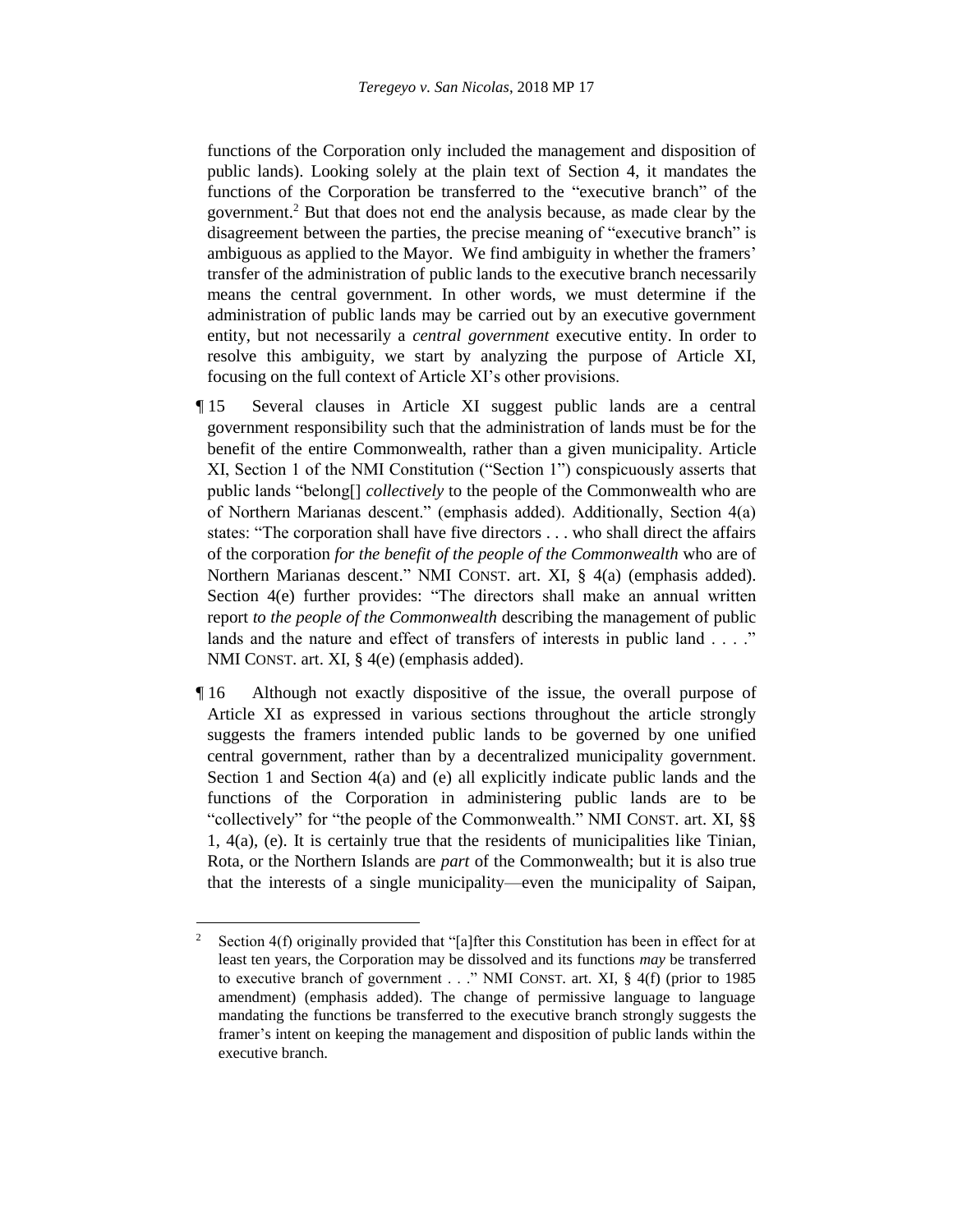functions of the Corporation only included the management and disposition of public lands). Looking solely at the plain text of Section 4, it mandates the functions of the Corporation be transferred to the "executive branch" of the government.[2] But that does not end the analysis because, as made clear by the disagreement between the parties, the precise meaning of "executive branch" is ambiguous as applied to the Mayor. We find ambiguity in whether the framers' transfer of the administration of public lands to the executive branch necessarily means the central government. In other words, we must determine if the administration of public lands may be carried out by an executive government entity, but not necessarily a *central government* executive entity. In order to resolve this ambiguity, we start by analyzing the purpose of Article XI, focusing on the full context of Article XI's other provisions.

¶ 15 Several clauses in Article XI suggest public lands are a central government responsibility such that the administration of lands must be for the benefit of the entire Commonwealth, rather than a given municipality. Article XI, Section 1 of the NMI Constitution ("Section 1") conspicuously asserts that public lands "belong[] *collectively* to the people of the Commonwealth who are of Northern Marianas descent." (emphasis added). Additionally, Section 4(a) states: "The corporation shall have five directors . . . who shall direct the affairs of the corporation *for the benefit of the people of the Commonwealth* who are of Northern Marianas descent." NMI CONST. art. XI, § 4(a) (emphasis added). Section 4(e) further provides: "The directors shall make an annual written report *to the people of the Commonwealth* describing the management of public lands and the nature and effect of transfers of interests in public land . . . ." NMI CONST. art. XI, § 4(e) (emphasis added).

¶ 16 Although not exactly dispositive of the issue, the overall purpose of Article XI as expressed in various sections throughout the article strongly suggests the framers intended public lands to be governed by one unified central government, rather than by a decentralized municipality government. Section 1 and Section 4(a) and (e) all explicitly indicate public lands and the functions of the Corporation in administering public lands are to be "collectively" for "the people of the Commonwealth." NMI CONST. art. XI, §§ 1, 4(a), (e). It is certainly true that the residents of municipalities like Tinian, Rota, or the Northern Islands are *part* of the Commonwealth; but it is also true that the interests of a single municipality—even the municipality of Saipan,

---

[2] Section 4(f) originally provided that "[a]fter this Constitution has been in effect for at least ten years, the Corporation may be dissolved and its functions *may* be transferred to executive branch of government . . ." NMI CONST. art. XI, § 4(f) (prior to 1985 amendment) (emphasis added). The change of permissive language to language mandating the functions be transferred to the executive branch strongly suggests the framer's intent on keeping the management and disposition of public lands within the executive branch.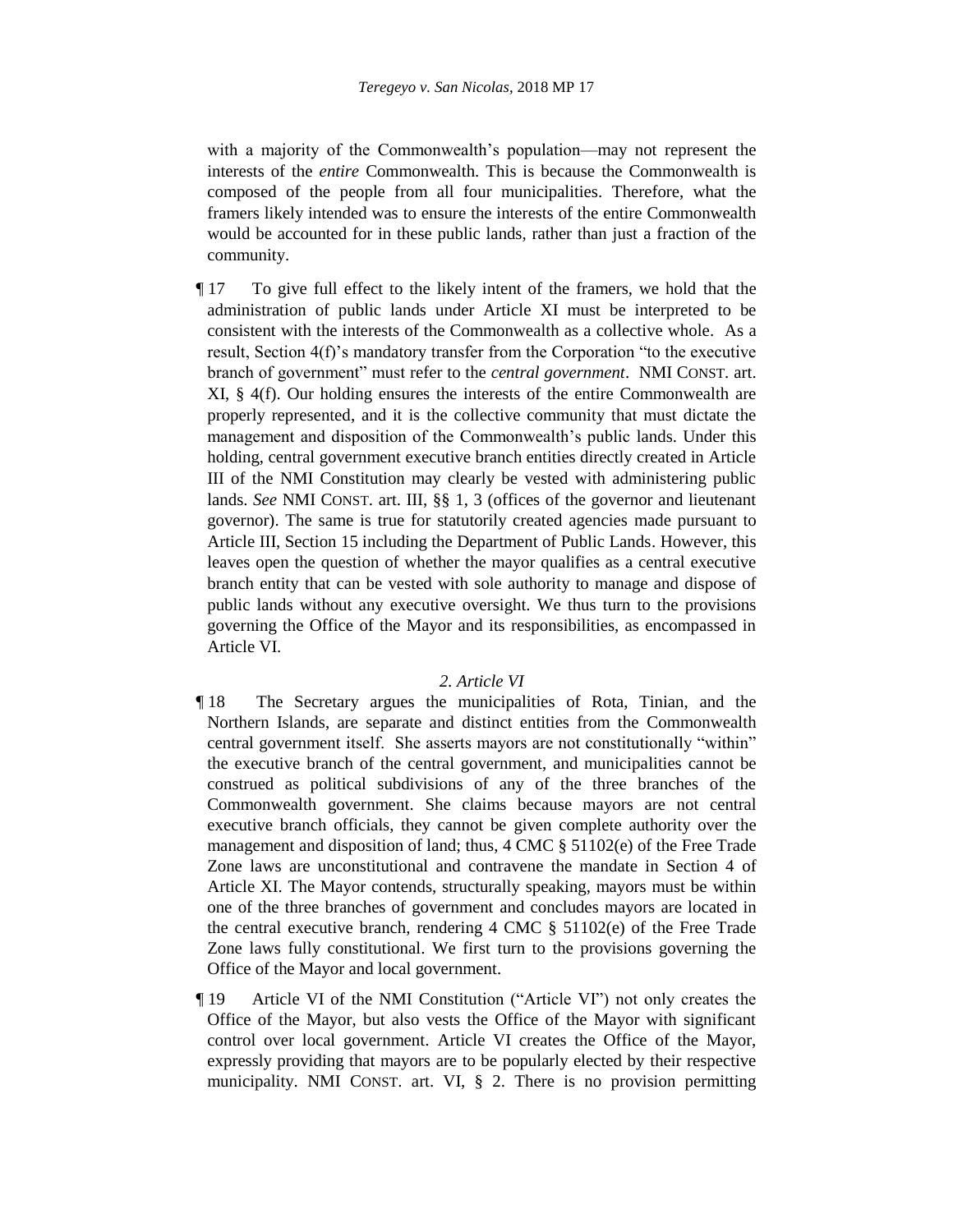with a majority of the Commonwealth's population—may not represent the interests of the *entire* Commonwealth. This is because the Commonwealth is composed of the people from all four municipalities. Therefore, what the framers likely intended was to ensure the interests of the entire Commonwealth would be accounted for in these public lands, rather than just a fraction of the community.

¶ 17 To give full effect to the likely intent of the framers, we hold that the administration of public lands under Article XI must be interpreted to be consistent with the interests of the Commonwealth as a collective whole. As a result, Section 4(f)'s mandatory transfer from the Corporation "to the executive branch of government" must refer to the *central government*. NMI CONST. art. XI, § 4(f). Our holding ensures the interests of the entire Commonwealth are properly represented, and it is the collective community that must dictate the management and disposition of the Commonwealth's public lands. Under this holding, central government executive branch entities directly created in Article III of the NMI Constitution may clearly be vested with administering public lands. *See* NMI CONST. art. III, §§ 1, 3 (offices of the governor and lieutenant governor). The same is true for statutorily created agencies made pursuant to Article III, Section 15 including the Department of Public Lands. However, this leaves open the question of whether the mayor qualifies as a central executive branch entity that can be vested with sole authority to manage and dispose of public lands without any executive oversight. We thus turn to the provisions governing the Office of the Mayor and its responsibilities, as encompassed in Article VI.

### *2. Article VI*

¶ 18 The Secretary argues the municipalities of Rota, Tinian, and the Northern Islands, are separate and distinct entities from the Commonwealth central government itself. She asserts mayors are not constitutionally "within" the executive branch of the central government, and municipalities cannot be construed as political subdivisions of any of the three branches of the Commonwealth government. She claims because mayors are not central executive branch officials, they cannot be given complete authority over the management and disposition of land; thus, 4 CMC § 51102(e) of the Free Trade Zone laws are unconstitutional and contravene the mandate in Section 4 of Article XI. The Mayor contends, structurally speaking, mayors must be within one of the three branches of government and concludes mayors are located in the central executive branch, rendering 4 CMC § 51102(e) of the Free Trade Zone laws fully constitutional. We first turn to the provisions governing the Office of the Mayor and local government.

¶ 19 Article VI of the NMI Constitution ("Article VI") not only creates the Office of the Mayor, but also vests the Office of the Mayor with significant control over local government. Article VI creates the Office of the Mayor, expressly providing that mayors are to be popularly elected by their respective municipality. NMI CONST. art. VI, § 2. There is no provision permitting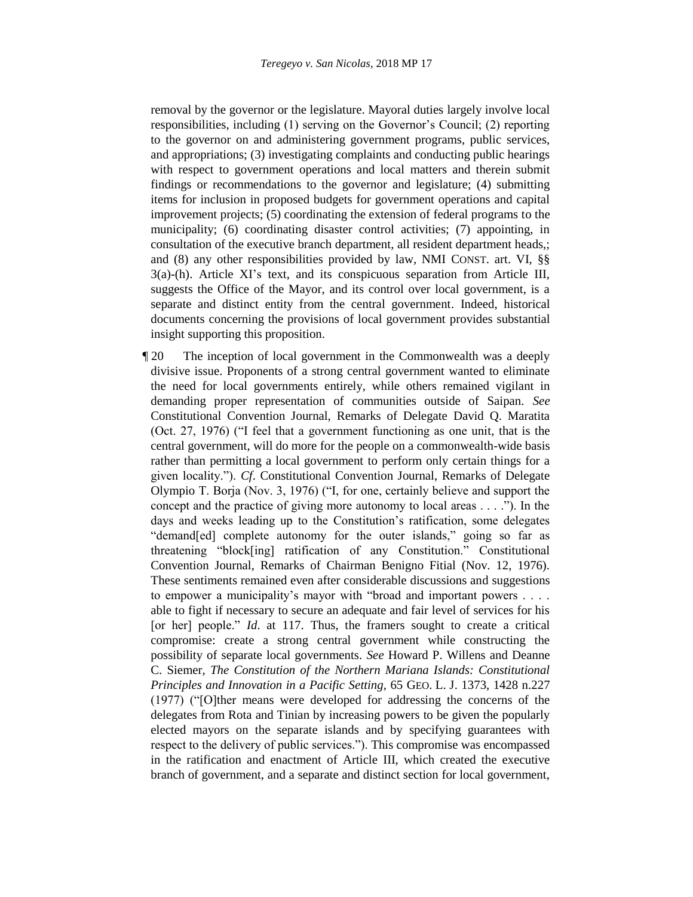removal by the governor or the legislature. Mayoral duties largely involve local responsibilities, including (1) serving on the Governor's Council; (2) reporting to the governor on and administering government programs, public services, and appropriations; (3) investigating complaints and conducting public hearings with respect to government operations and local matters and therein submit findings or recommendations to the governor and legislature; (4) submitting items for inclusion in proposed budgets for government operations and capital improvement projects; (5) coordinating the extension of federal programs to the municipality; (6) coordinating disaster control activities; (7) appointing, in consultation of the executive branch department, all resident department heads,; and (8) any other responsibilities provided by law, NMI CONST. art. VI, §§ 3(a)-(h). Article XI's text, and its conspicuous separation from Article III, suggests the Office of the Mayor, and its control over local government, is a separate and distinct entity from the central government. Indeed, historical documents concerning the provisions of local government provides substantial insight supporting this proposition.

¶ 20 The inception of local government in the Commonwealth was a deeply divisive issue. Proponents of a strong central government wanted to eliminate the need for local governments entirely, while others remained vigilant in demanding proper representation of communities outside of Saipan. *See* Constitutional Convention Journal, Remarks of Delegate David Q. Maratita (Oct. 27, 1976) ("I feel that a government functioning as one unit, that is the central government, will do more for the people on a commonwealth-wide basis rather than permitting a local government to perform only certain things for a given locality."). *Cf*. Constitutional Convention Journal, Remarks of Delegate Olympio T. Borja (Nov. 3, 1976) ("I, for one, certainly believe and support the concept and the practice of giving more autonomy to local areas . . . ."). In the days and weeks leading up to the Constitution's ratification, some delegates "demand[ed] complete autonomy for the outer islands," going so far as threatening "block[ing] ratification of any Constitution." Constitutional Convention Journal, Remarks of Chairman Benigno Fitial (Nov. 12, 1976). These sentiments remained even after considerable discussions and suggestions to empower a municipality's mayor with "broad and important powers . . . . able to fight if necessary to secure an adequate and fair level of services for his [or her] people." *Id*. at 117. Thus, the framers sought to create a critical compromise: create a strong central government while constructing the possibility of separate local governments. *See* Howard P. Willens and Deanne C. Siemer, *The Constitution of the Northern Mariana Islands: Constitutional Principles and Innovation in a Pacific Setting*, 65 GEO. L. J. 1373, 1428 n.227 (1977) ("[O]ther means were developed for addressing the concerns of the delegates from Rota and Tinian by increasing powers to be given the popularly elected mayors on the separate islands and by specifying guarantees with respect to the delivery of public services."). This compromise was encompassed in the ratification and enactment of Article III, which created the executive branch of government, and a separate and distinct section for local government,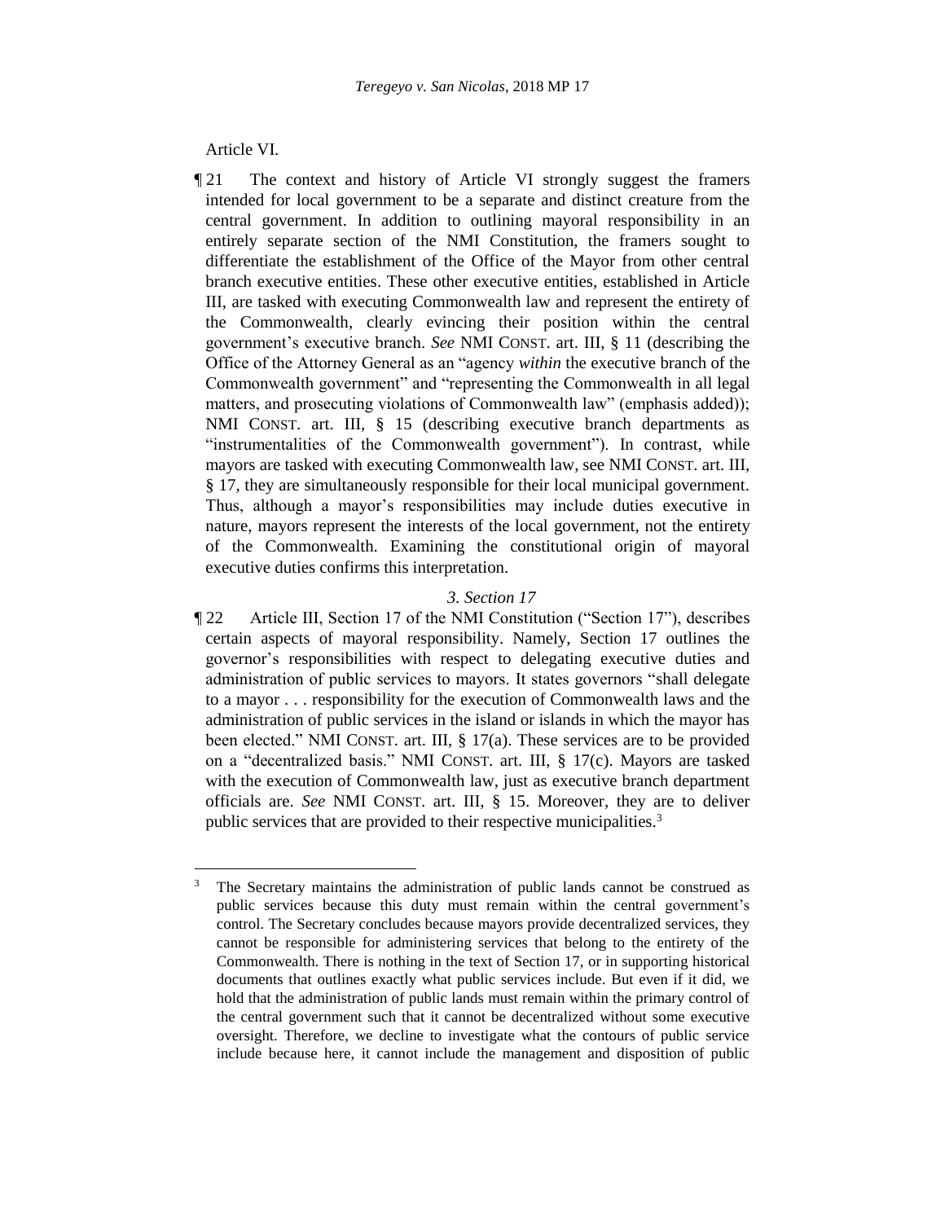Article VI.

¶ 21 The context and history of Article VI strongly suggest the framers intended for local government to be a separate and distinct creature from the central government. In addition to outlining mayoral responsibility in an entirely separate section of the NMI Constitution, the framers sought to differentiate the establishment of the Office of the Mayor from other central branch executive entities. These other executive entities, established in Article III, are tasked with executing Commonwealth law and represent the entirety of the Commonwealth, clearly evincing their position within the central government's executive branch. *See* NMI CONST. art. III, § 11 (describing the Office of the Attorney General as an "agency *within* the executive branch of the Commonwealth government" and "representing the Commonwealth in all legal matters, and prosecuting violations of Commonwealth law" (emphasis added)); NMI CONST. art. III, § 15 (describing executive branch departments as "instrumentalities of the Commonwealth government"). In contrast, while mayors are tasked with executing Commonwealth law, see NMI CONST. art. III, § 17, they are simultaneously responsible for their local municipal government. Thus, although a mayor's responsibilities may include duties executive in nature, mayors represent the interests of the local government, not the entirety of the Commonwealth. Examining the constitutional origin of mayoral executive duties confirms this interpretation.

### *3. Section 17*

¶ 22 Article III, Section 17 of the NMI Constitution ("Section 17"), describes certain aspects of mayoral responsibility. Namely, Section 17 outlines the governor's responsibilities with respect to delegating executive duties and administration of public services to mayors. It states governors "shall delegate to a mayor . . . responsibility for the execution of Commonwealth laws and the administration of public services in the island or islands in which the mayor has been elected." NMI CONST. art. III, § 17(a). These services are to be provided on a "decentralized basis." NMI CONST. art. III, § 17(c). Mayors are tasked with the execution of Commonwealth law, just as executive branch department officials are. *See* NMI CONST. art. III, § 15. Moreover, they are to deliver public services that are provided to their respective municipalities.[3]

[3] The Secretary maintains the administration of public lands cannot be construed as public services because this duty must remain within the central government's control. The Secretary concludes because mayors provide decentralized services, they cannot be responsible for administering services that belong to the entirety of the Commonwealth. There is nothing in the text of Section 17, or in supporting historical documents that outlines exactly what public services include. But even if it did, we hold that the administration of public lands must remain within the primary control of the central government such that it cannot be decentralized without some executive oversight. Therefore, we decline to investigate what the contours of public service include because here, it cannot include the management and disposition of public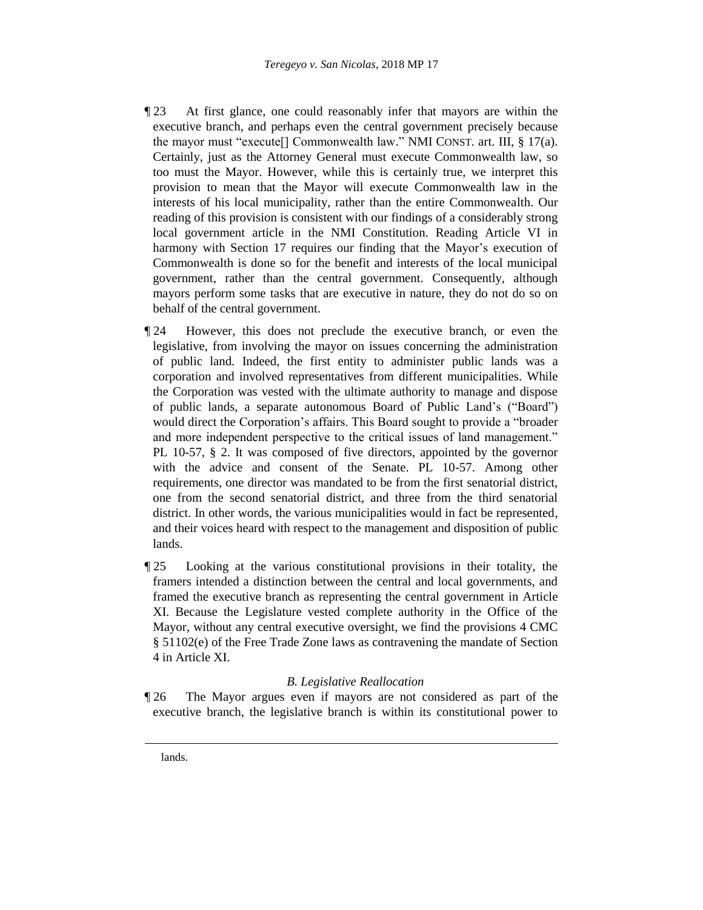¶ 23 At first glance, one could reasonably infer that mayors are within the executive branch, and perhaps even the central government precisely because the mayor must "execute[] Commonwealth law." NMI CONST. art. III, § 17(a). Certainly, just as the Attorney General must execute Commonwealth law, so too must the Mayor. However, while this is certainly true, we interpret this provision to mean that the Mayor will execute Commonwealth law in the interests of his local municipality, rather than the entire Commonwealth. Our reading of this provision is consistent with our findings of a considerably strong local government article in the NMI Constitution. Reading Article VI in harmony with Section 17 requires our finding that the Mayor's execution of Commonwealth is done so for the benefit and interests of the local municipal government, rather than the central government. Consequently, although mayors perform some tasks that are executive in nature, they do not do so on behalf of the central government.

¶ 24 However, this does not preclude the executive branch, or even the legislative, from involving the mayor on issues concerning the administration of public land. Indeed, the first entity to administer public lands was a corporation and involved representatives from different municipalities. While the Corporation was vested with the ultimate authority to manage and dispose of public lands, a separate autonomous Board of Public Land's ("Board") would direct the Corporation's affairs. This Board sought to provide a "broader and more independent perspective to the critical issues of land management." PL 10-57, § 2. It was composed of five directors, appointed by the governor with the advice and consent of the Senate. PL 10-57. Among other requirements, one director was mandated to be from the first senatorial district, one from the second senatorial district, and three from the third senatorial district. In other words, the various municipalities would in fact be represented, and their voices heard with respect to the management and disposition of public lands.

¶ 25 Looking at the various constitutional provisions in their totality, the framers intended a distinction between the central and local governments, and framed the executive branch as representing the central government in Article XI. Because the Legislature vested complete authority in the Office of the Mayor, without any central executive oversight, we find the provisions 4 CMC § 51102(e) of the Free Trade Zone laws as contravening the mandate of Section 4 in Article XI.

### *B. Legislative Reallocation*

¶ 26 The Mayor argues even if mayors are not considered as part of the executive branch, the legislative branch is within its constitutional power to

---

lands.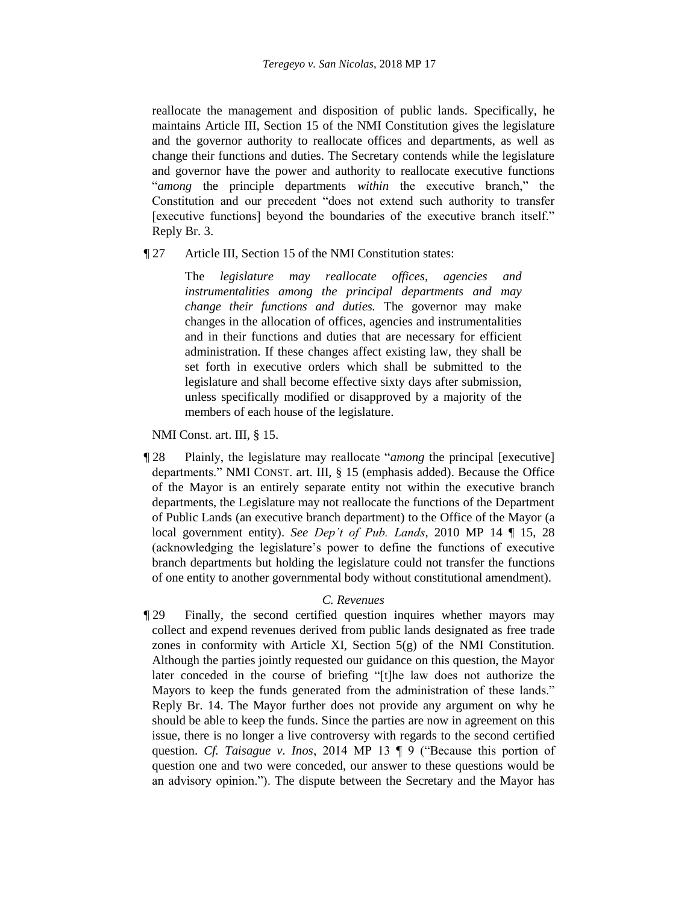reallocate the management and disposition of public lands. Specifically, he maintains Article III, Section 15 of the NMI Constitution gives the legislature and the governor authority to reallocate offices and departments, as well as change their functions and duties. The Secretary contends while the legislature and governor have the power and authority to reallocate executive functions "*among* the principle departments *within* the executive branch," the Constitution and our precedent "does not extend such authority to transfer [executive functions] beyond the boundaries of the executive branch itself." Reply Br. 3.

¶ 27 Article III, Section 15 of the NMI Constitution states:

> The *legislature may reallocate offices, agencies and instrumentalities among the principal departments and may change their functions and duties.* The governor may make changes in the allocation of offices, agencies and instrumentalities and in their functions and duties that are necessary for efficient administration. If these changes affect existing law, they shall be set forth in executive orders which shall be submitted to the legislature and shall become effective sixty days after submission, unless specifically modified or disapproved by a majority of the members of each house of the legislature.

NMI Const. art. III, § 15.

¶ 28 Plainly, the legislature may reallocate "*among* the principal [executive] departments." NMI CONST. art. III, § 15 (emphasis added). Because the Office of the Mayor is an entirely separate entity not within the executive branch departments, the Legislature may not reallocate the functions of the Department of Public Lands (an executive branch department) to the Office of the Mayor (a local government entity). *See Dep't of Pub. Lands*, 2010 MP 14 ¶ 15, 28 (acknowledging the legislature's power to define the functions of executive branch departments but holding the legislature could not transfer the functions of one entity to another governmental body without constitutional amendment).

### *C. Revenues*

¶ 29 Finally, the second certified question inquires whether mayors may collect and expend revenues derived from public lands designated as free trade zones in conformity with Article XI, Section 5(g) of the NMI Constitution. Although the parties jointly requested our guidance on this question, the Mayor later conceded in the course of briefing "[t]he law does not authorize the Mayors to keep the funds generated from the administration of these lands." Reply Br. 14. The Mayor further does not provide any argument on why he should be able to keep the funds. Since the parties are now in agreement on this issue, there is no longer a live controversy with regards to the second certified question. *Cf. Taisague v. Inos*, 2014 MP 13 ¶ 9 ("Because this portion of question one and two were conceded, our answer to these questions would be an advisory opinion."). The dispute between the Secretary and the Mayor has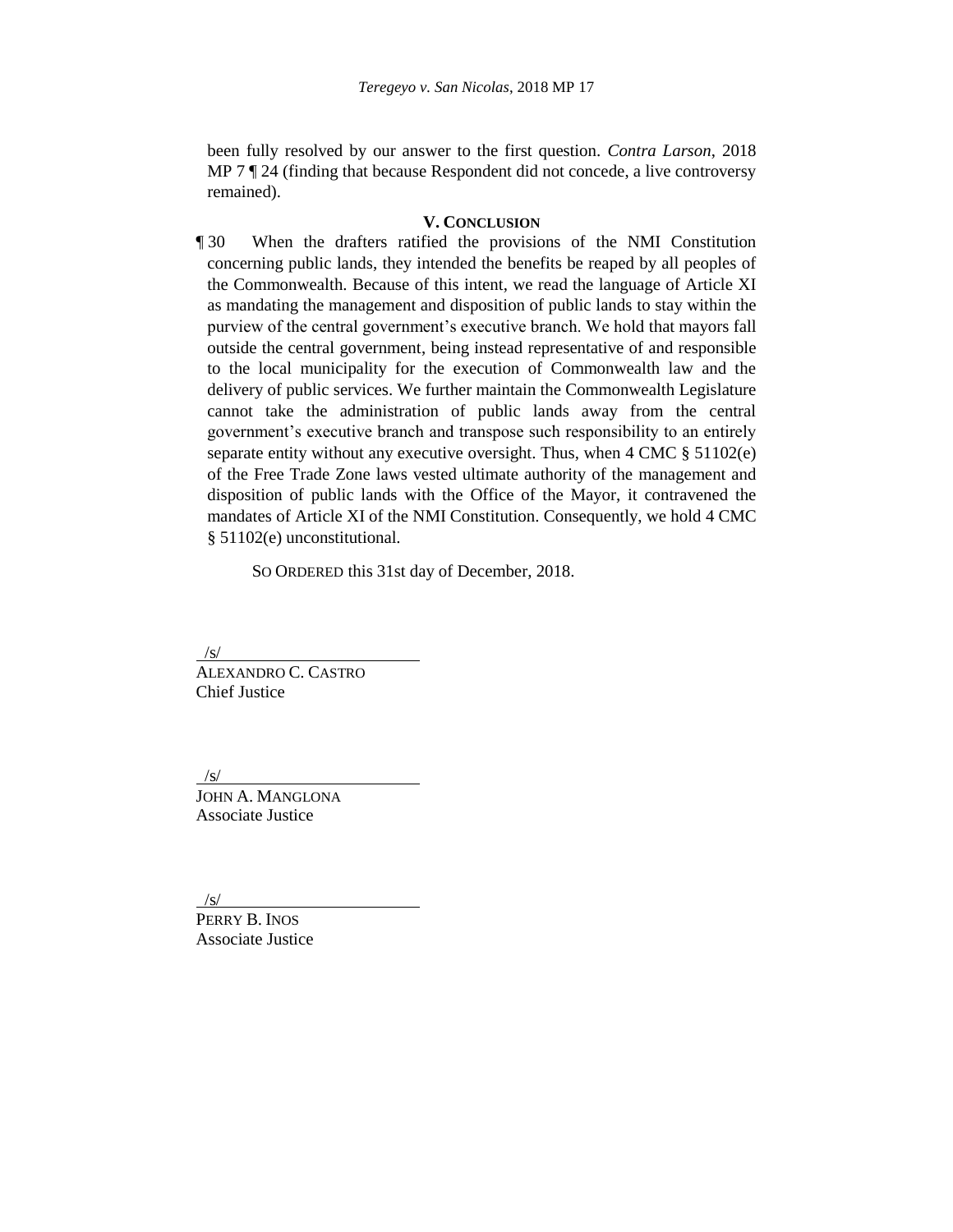been fully resolved by our answer to the first question. *Contra Larson*, 2018 MP 7 ¶ 24 (finding that because Respondent did not concede, a live controversy remained).

## V. CONCLUSION

¶ 30 When the drafters ratified the provisions of the NMI Constitution concerning public lands, they intended the benefits be reaped by all peoples of the Commonwealth. Because of this intent, we read the language of Article XI as mandating the management and disposition of public lands to stay within the purview of the central government's executive branch. We hold that mayors fall outside the central government, being instead representative of and responsible to the local municipality for the execution of Commonwealth law and the delivery of public services. We further maintain the Commonwealth Legislature cannot take the administration of public lands away from the central government's executive branch and transpose such responsibility to an entirely separate entity without any executive oversight. Thus, when 4 CMC § 51102(e) of the Free Trade Zone laws vested ultimate authority of the management and disposition of public lands with the Office of the Mayor, it contravened the mandates of Article XI of the NMI Constitution. Consequently, we hold 4 CMC § 51102(e) unconstitutional.

SO ORDERED this 31st day of December, 2018.

/s/
ALEXANDRO C. CASTRO
Chief Justice

/s/
JOHN A. MANGLONA
Associate Justice

/s/
PERRY B. INOS
Associate Justice